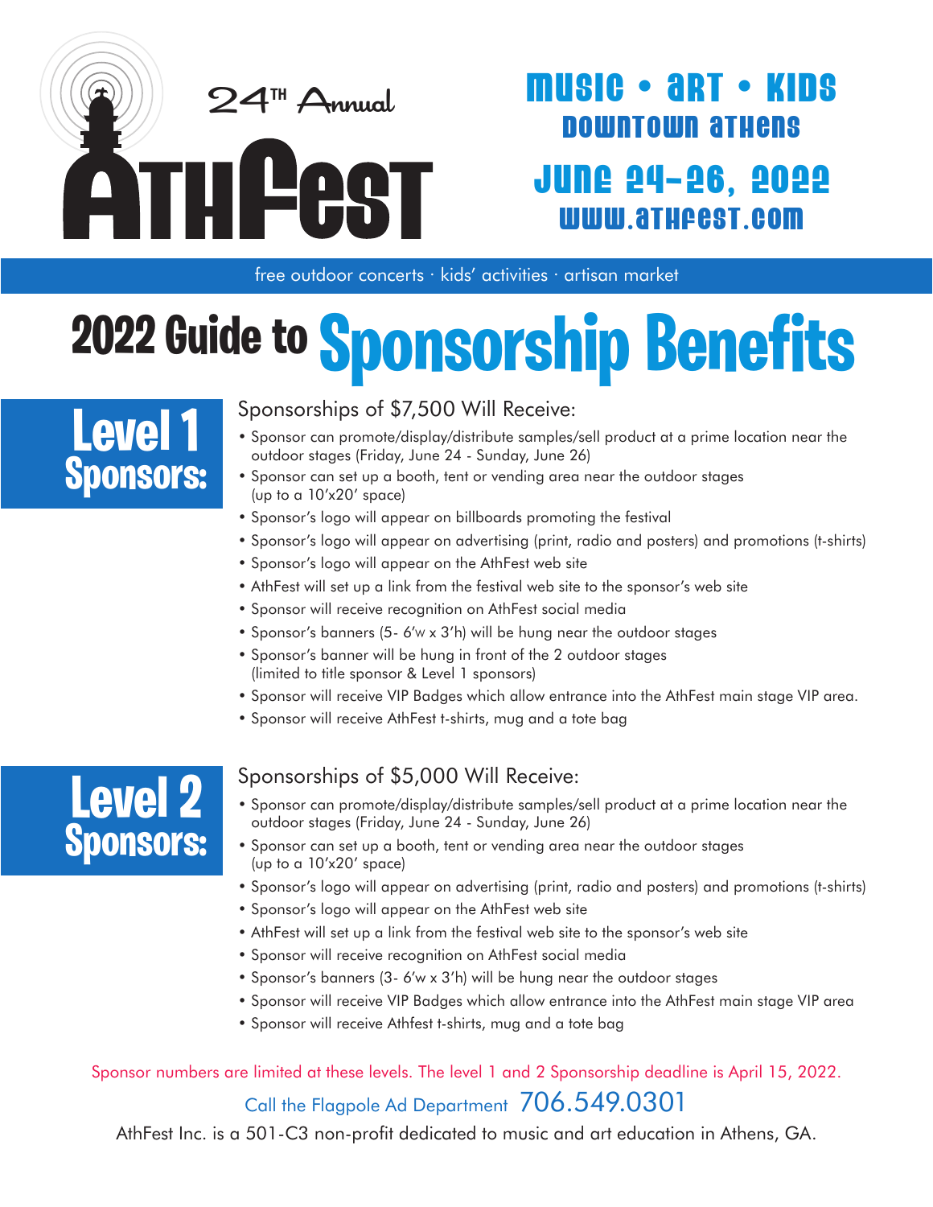# 24TH Annual AthFest

## MUSIC • ART • KIDS
## DOWNTOWN ATHENS
## JUNE 24-26, 2022
## WWW.ATHFEST.COM

free outdoor concerts · kids' activities · artisan market

# 2022 Guide to Sponsorship Benefits

## Level 1 Sponsors:

Sponsorships of $7,500 Will Receive:

- Sponsor can promote/display/distribute samples/sell product at a prime location near the outdoor stages (Friday, June 24 - Sunday, June 26)
- Sponsor can set up a booth, tent or vending area near the outdoor stages (up to a 10'x20' space)
- Sponsor's logo will appear on billboards promoting the festival
- Sponsor's logo will appear on advertising (print, radio and posters) and promotions (t-shirts)
- Sponsor's logo will appear on the AthFest web site
- AthFest will set up a link from the festival web site to the sponsor's web site
- Sponsor will receive recognition on AthFest social media
- Sponsor's banners (5- 6'w x 3'h) will be hung near the outdoor stages
- Sponsor's banner will be hung in front of the 2 outdoor stages (limited to title sponsor & Level 1 sponsors)
- Sponsor will receive VIP Badges which allow entrance into the AthFest main stage VIP area.
- Sponsor will receive AthFest t-shirts, mug and a tote bag

## Level 2 Sponsors:

Sponsorships of $5,000 Will Receive:

- Sponsor can promote/display/distribute samples/sell product at a prime location near the outdoor stages (Friday, June 24 - Sunday, June 26)
- Sponsor can set up a booth, tent or vending area near the outdoor stages (up to a 10'x20' space)
- Sponsor's logo will appear on advertising (print, radio and posters) and promotions (t-shirts)
- Sponsor's logo will appear on the AthFest web site
- AthFest will set up a link from the festival web site to the sponsor's web site
- Sponsor will receive recognition on AthFest social media
- Sponsor's banners (3- 6'w x 3'h) will be hung near the outdoor stages
- Sponsor will receive VIP Badges which allow entrance into the AthFest main stage VIP area
- Sponsor will receive Athfest t-shirts, mug and a tote bag

Sponsor numbers are limited at these levels. The level 1 and 2 Sponsorship deadline is April 15, 2022.

Call the Flagpole Ad Department 706.549.0301

AthFest Inc. is a 501-C3 non-profit dedicated to music and art education in Athens, GA.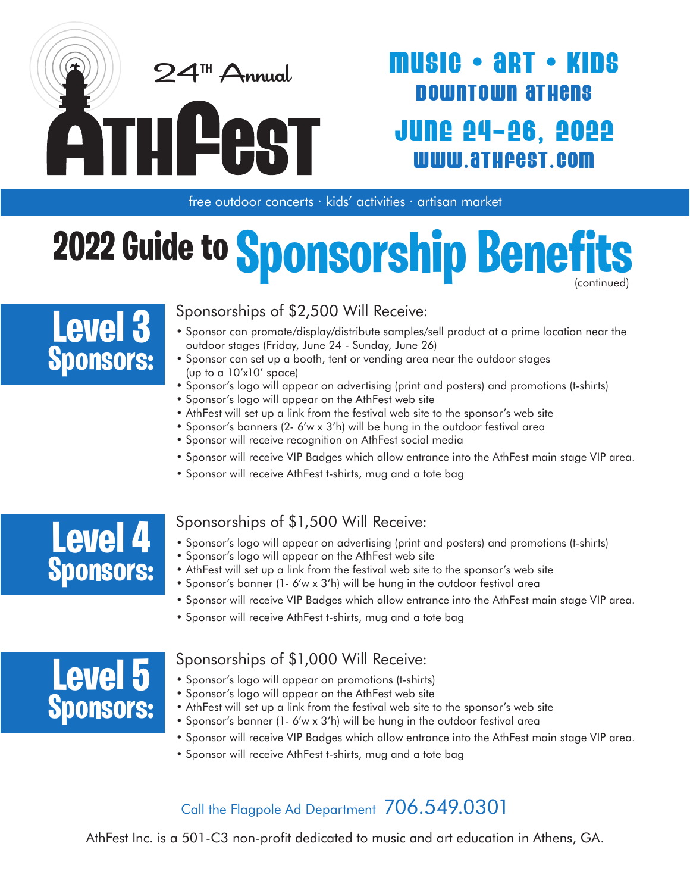24TH Annual

# AthFest

MUSIC • ART • KIDS
DOWNTOWN ATHENS
JUNE 24-26, 2022
WWW.ATHFEST.COM

free outdoor concerts · kids' activities · artisan market

# 2022 Guide to Sponsorship Benefits

(continued)

## Level 3 Sponsors:

Sponsorships of $2,500 Will Receive:

- Sponsor can promote/display/distribute samples/sell product at a prime location near the outdoor stages (Friday, June 24 - Sunday, June 26)
- Sponsor can set up a booth, tent or vending area near the outdoor stages (up to a 10'x10' space)
- Sponsor's logo will appear on advertising (print and posters) and promotions (t-shirts)
- Sponsor's logo will appear on the AthFest web site
- AthFest will set up a link from the festival web site to the sponsor's web site
- Sponsor's banners (2- 6'w x 3'h) will be hung in the outdoor festival area
- Sponsor will receive recognition on AthFest social media
- Sponsor will receive VIP Badges which allow entrance into the AthFest main stage VIP area.
- Sponsor will receive AthFest t-shirts, mug and a tote bag

## Level 4 Sponsors:

Sponsorships of $1,500 Will Receive:

- Sponsor's logo will appear on advertising (print and posters) and promotions (t-shirts)
- Sponsor's logo will appear on the AthFest web site
- AthFest will set up a link from the festival web site to the sponsor's web site
- Sponsor's banner (1- 6'w x 3'h) will be hung in the outdoor festival area
- Sponsor will receive VIP Badges which allow entrance into the AthFest main stage VIP area.
- Sponsor will receive AthFest t-shirts, mug and a tote bag

## Level 5 Sponsors:

Sponsorships of $1,000 Will Receive:

- Sponsor's logo will appear on promotions (t-shirts)
- Sponsor's logo will appear on the AthFest web site
- AthFest will set up a link from the festival web site to the sponsor's web site
- Sponsor's banner (1- 6'w x 3'h) will be hung in the outdoor festival area
- Sponsor will receive VIP Badges which allow entrance into the AthFest main stage VIP area.
- Sponsor will receive AthFest t-shirts, mug and a tote bag

Call the Flagpole Ad Department 706.549.0301

AthFest Inc. is a 501-C3 non-profit dedicated to music and art education in Athens, GA.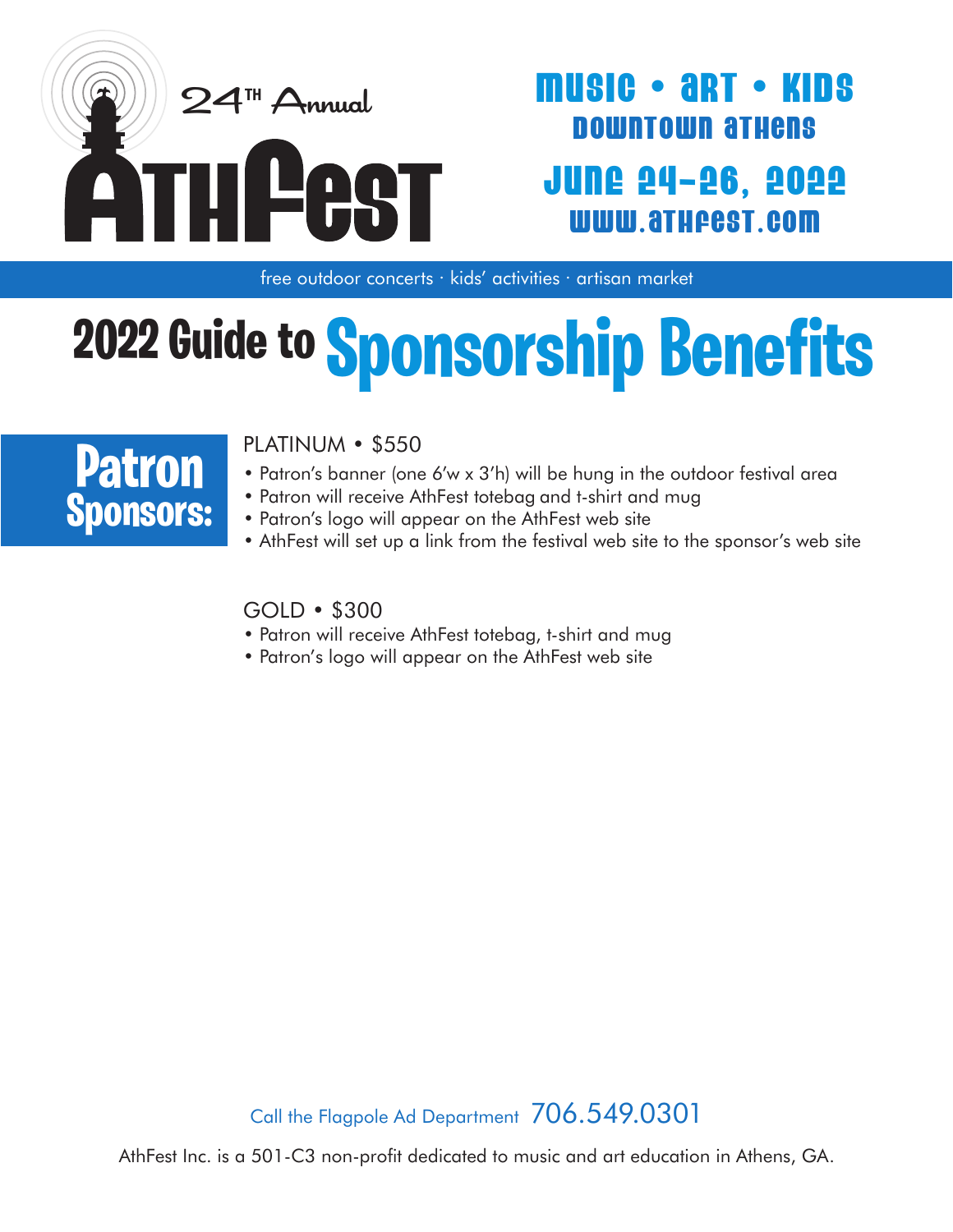24TH Annual

# AthFest

MUSIC • ART • KIDS

DOWNTOWN ATHENS

JUNE 24–26, 2022

WWW.ATHFEST.COM

free outdoor concerts · kids' activities · artisan market

# 2022 Guide to Sponsorship Benefits

## Patron Sponsors:

### PLATINUM • $550

- Patron's banner (one 6'w x 3'h) will be hung in the outdoor festival area
- Patron will receive AthFest totebag and t-shirt and mug
- Patron's logo will appear on the AthFest web site
- AthFest will set up a link from the festival web site to the sponsor's web site

### GOLD • $300

- Patron will receive AthFest totebag, t-shirt and mug
- Patron's logo will appear on the AthFest web site

Call the Flagpole Ad Department 706.549.0301

AthFest Inc. is a 501-C3 non-profit dedicated to music and art education in Athens, GA.